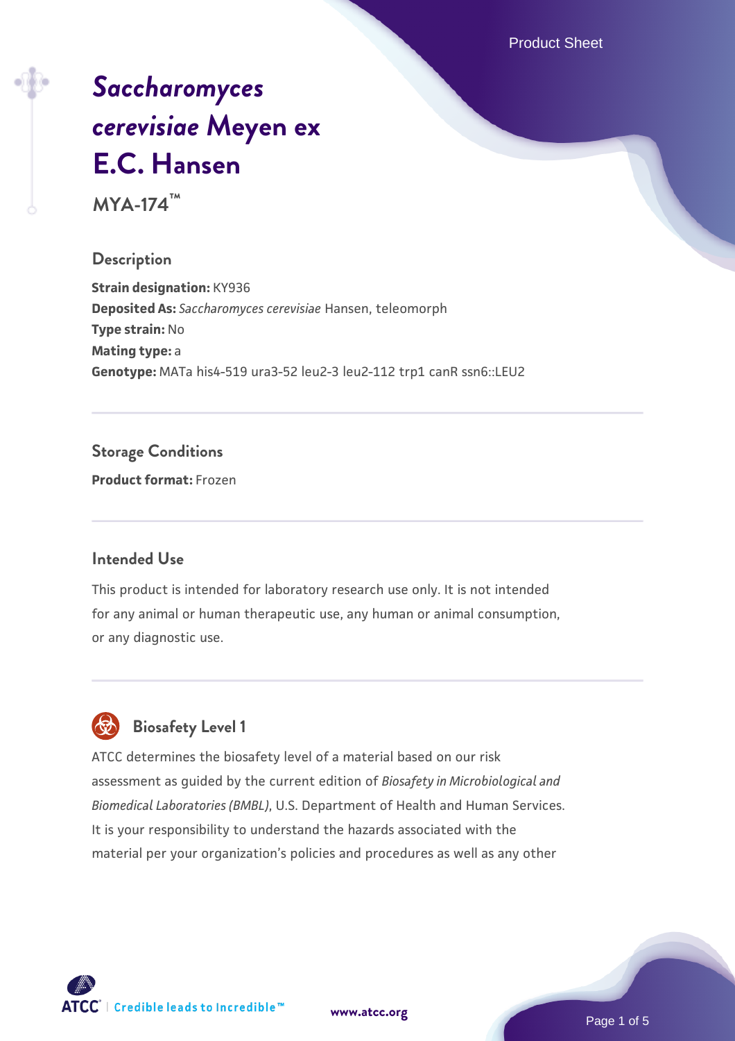# *Saccharomyces cerevisiae* Meyen ex E.C. Hansen

**MYA-174™**

## Description

**Strain designation:** KY936

**Deposited As:** *Saccharomyces cerevisiae* Hansen, teleomorph

**Type strain:** No

**Mating type:** a

**Genotype:** MATa his4-519 ura3-52 leu2-3 leu2-112 trp1 canR ssn6::LEU2

## Storage Conditions

**Product format:** Frozen

## Intended Use

This product is intended for laboratory research use only. It is not intended for any animal or human therapeutic use, any human or animal consumption, or any diagnostic use.

## Biosafety Level 1

ATCC determines the biosafety level of a material based on our risk assessment as guided by the current edition of *Biosafety in Microbiological and Biomedical Laboratories (BMBL)*, U.S. Department of Health and Human Services. It is your responsibility to understand the hazards associated with the material per your organization's policies and procedures as well as any other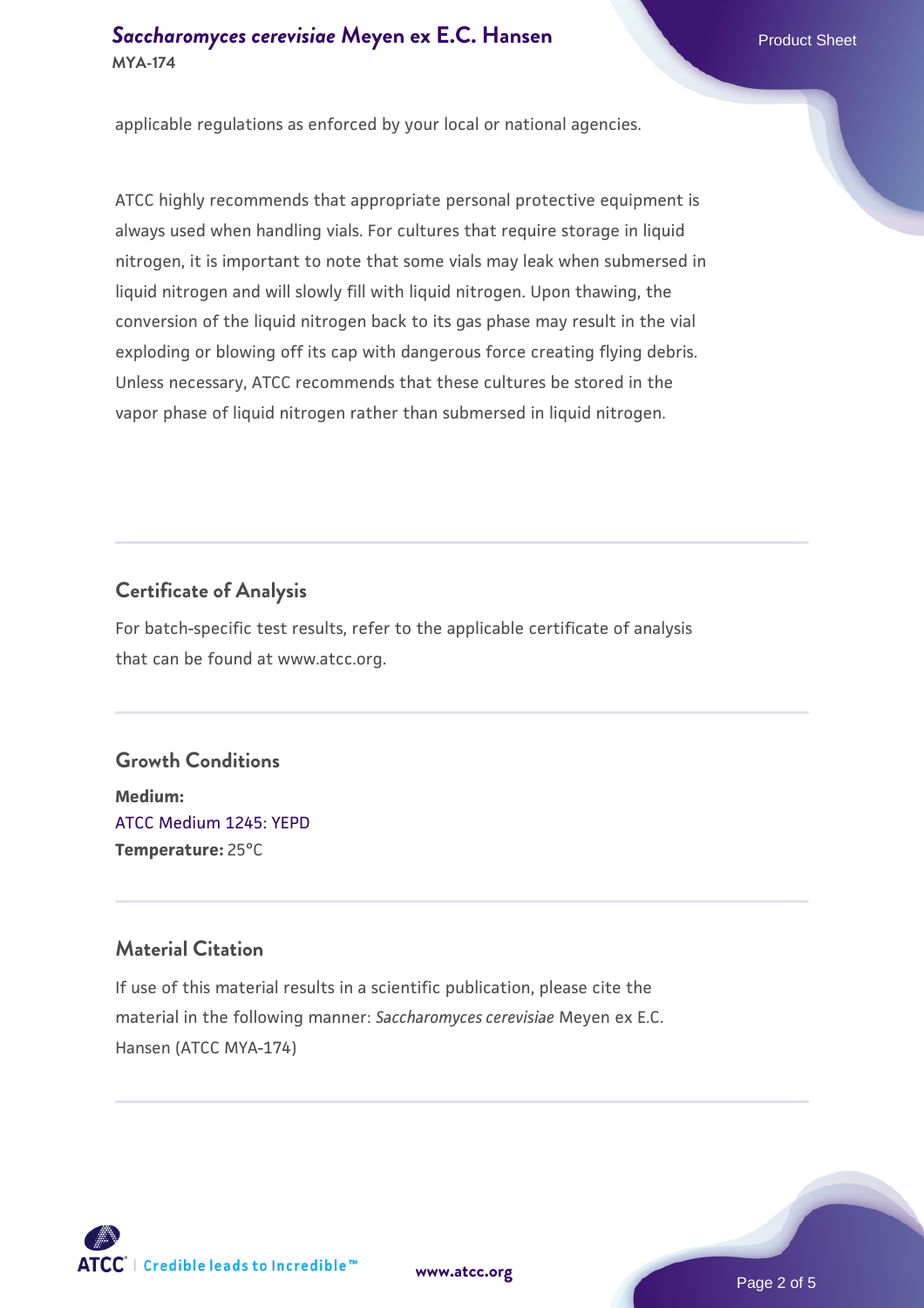applicable regulations as enforced by your local or national agencies.

ATCC highly recommends that appropriate personal protective equipment is always used when handling vials. For cultures that require storage in liquid nitrogen, it is important to note that some vials may leak when submersed in liquid nitrogen and will slowly fill with liquid nitrogen. Upon thawing, the conversion of the liquid nitrogen back to its gas phase may result in the vial exploding or blowing off its cap with dangerous force creating flying debris. Unless necessary, ATCC recommends that these cultures be stored in the vapor phase of liquid nitrogen rather than submersed in liquid nitrogen.

## Certificate of Analysis

For batch-specific test results, refer to the applicable certificate of analysis that can be found at www.atcc.org.

## Growth Conditions

**Medium:**
ATCC Medium 1245: YEPD
**Temperature:** 25°C

## Material Citation

If use of this material results in a scientific publication, please cite the material in the following manner: *Saccharomyces cerevisiae* Meyen ex E.C. Hansen (ATCC MYA-174)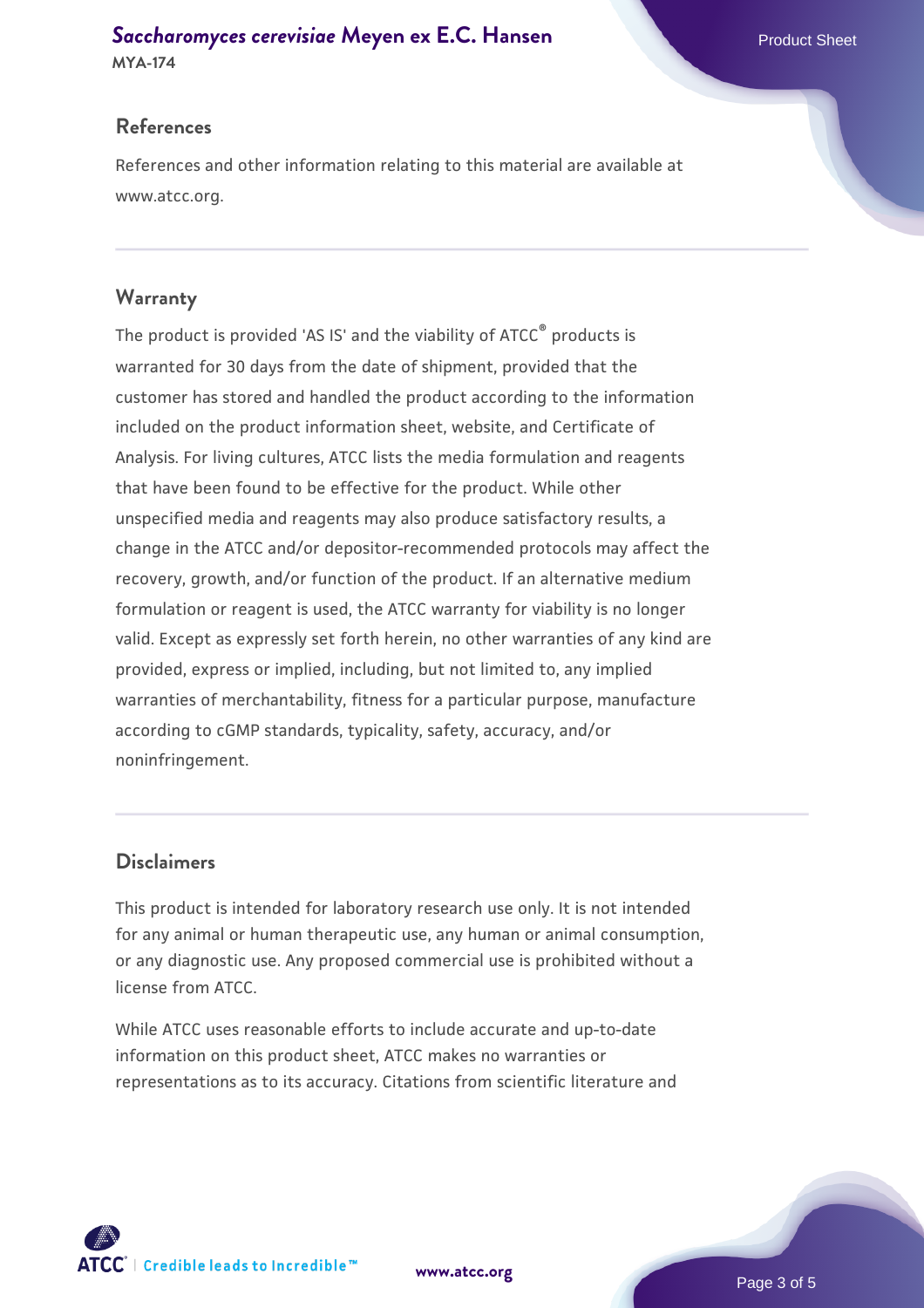## References

References and other information relating to this material are available at www.atcc.org.

## Warranty

The product is provided 'AS IS' and the viability of ATCC® products is warranted for 30 days from the date of shipment, provided that the customer has stored and handled the product according to the information included on the product information sheet, website, and Certificate of Analysis. For living cultures, ATCC lists the media formulation and reagents that have been found to be effective for the product. While other unspecified media and reagents may also produce satisfactory results, a change in the ATCC and/or depositor-recommended protocols may affect the recovery, growth, and/or function of the product. If an alternative medium formulation or reagent is used, the ATCC warranty for viability is no longer valid. Except as expressly set forth herein, no other warranties of any kind are provided, express or implied, including, but not limited to, any implied warranties of merchantability, fitness for a particular purpose, manufacture according to cGMP standards, typicality, safety, accuracy, and/or noninfringement.

## Disclaimers

This product is intended for laboratory research use only. It is not intended for any animal or human therapeutic use, any human or animal consumption, or any diagnostic use. Any proposed commercial use is prohibited without a license from ATCC.

While ATCC uses reasonable efforts to include accurate and up-to-date information on this product sheet, ATCC makes no warranties or representations as to its accuracy. Citations from scientific literature and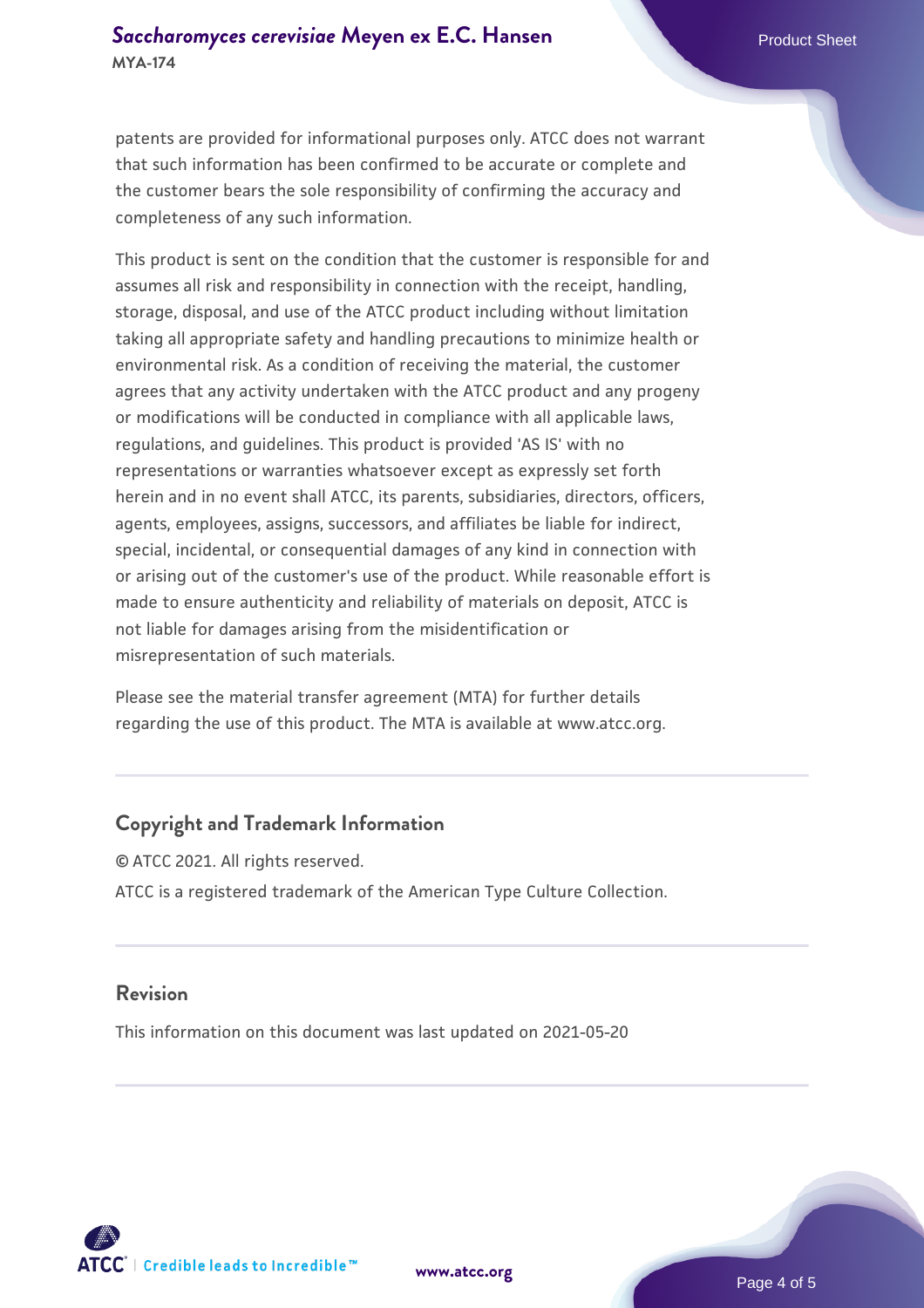patents are provided for informational purposes only. ATCC does not warrant that such information has been confirmed to be accurate or complete and the customer bears the sole responsibility of confirming the accuracy and completeness of any such information.

This product is sent on the condition that the customer is responsible for and assumes all risk and responsibility in connection with the receipt, handling, storage, disposal, and use of the ATCC product including without limitation taking all appropriate safety and handling precautions to minimize health or environmental risk. As a condition of receiving the material, the customer agrees that any activity undertaken with the ATCC product and any progeny or modifications will be conducted in compliance with all applicable laws, regulations, and guidelines. This product is provided 'AS IS' with no representations or warranties whatsoever except as expressly set forth herein and in no event shall ATCC, its parents, subsidiaries, directors, officers, agents, employees, assigns, successors, and affiliates be liable for indirect, special, incidental, or consequential damages of any kind in connection with or arising out of the customer's use of the product. While reasonable effort is made to ensure authenticity and reliability of materials on deposit, ATCC is not liable for damages arising from the misidentification or misrepresentation of such materials.

Please see the material transfer agreement (MTA) for further details regarding the use of this product. The MTA is available at www.atcc.org.

## Copyright and Trademark Information

© ATCC 2021. All rights reserved.

ATCC is a registered trademark of the American Type Culture Collection.

## Revision

This information on this document was last updated on 2021-05-20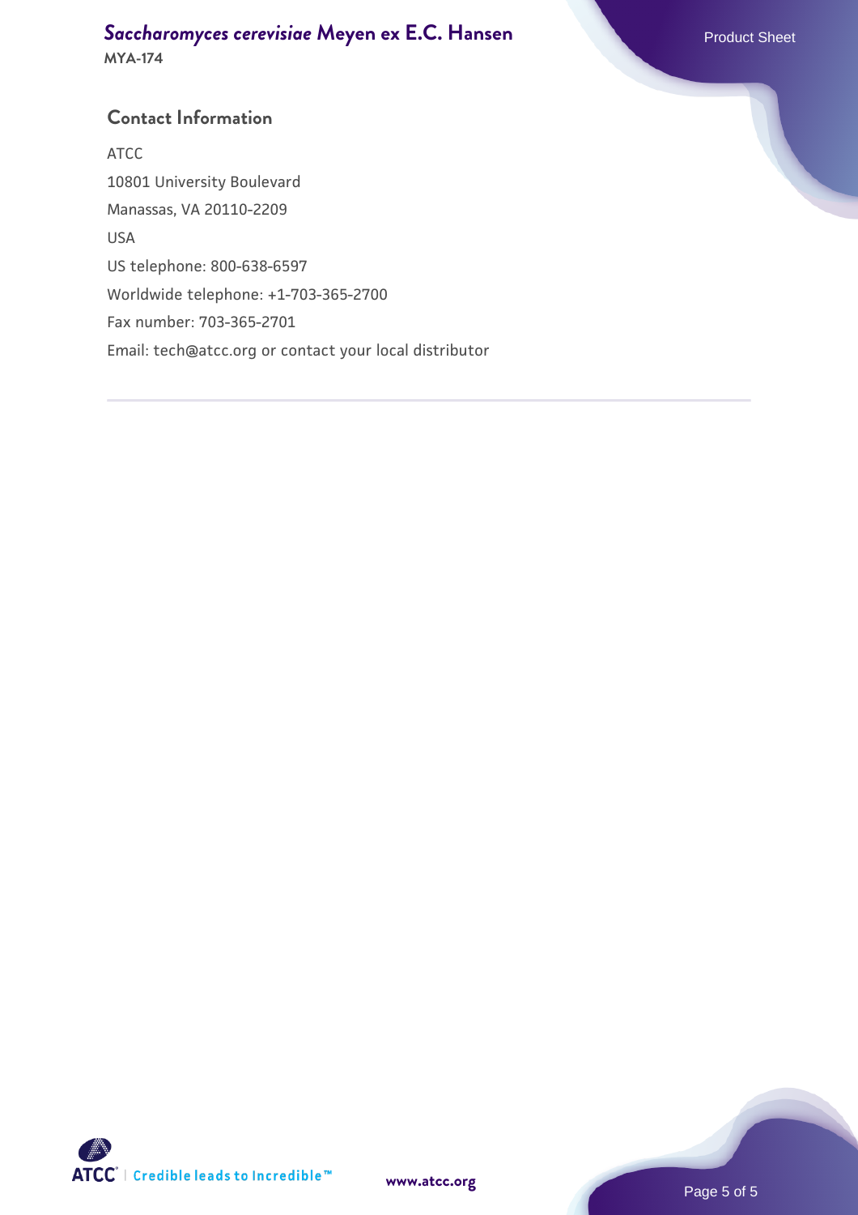## Contact Information

ATCC

10801 University Boulevard

Manassas, VA 20110-2209

USA

US telephone: 800-638-6597

Worldwide telephone: +1-703-365-2700

Fax number: 703-365-2701

Email: tech@atcc.org or contact your local distributor